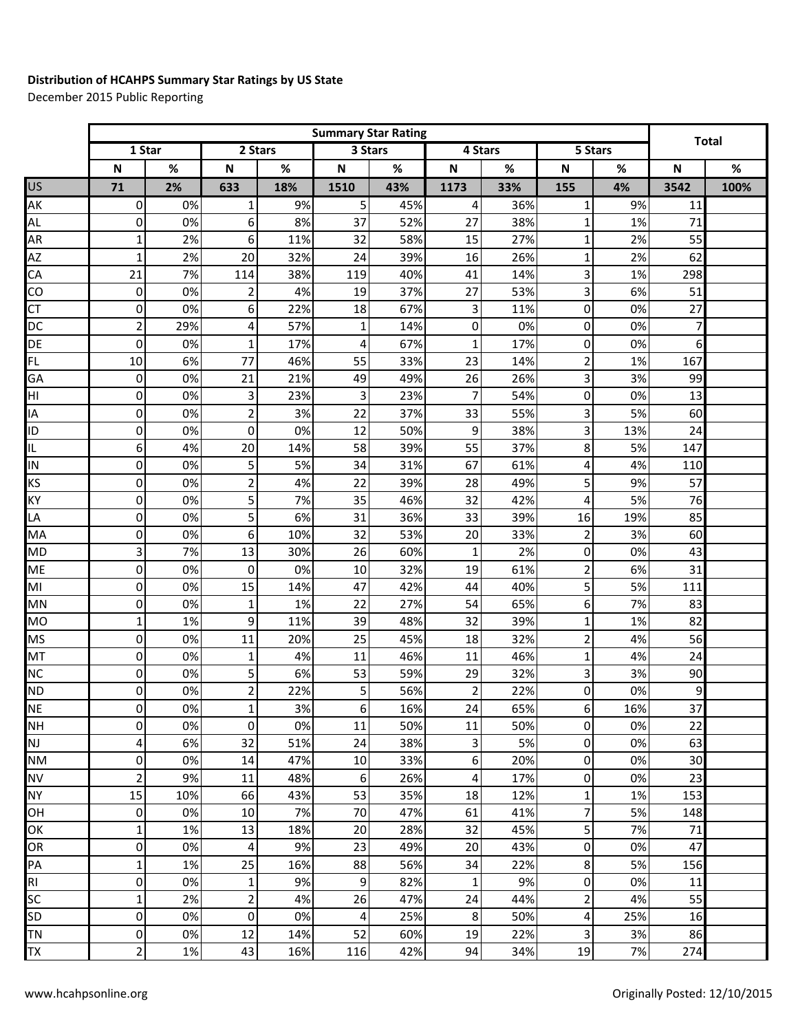**Distribution of HCAHPS Summary Star Ratings by US State**

December 2015 Public Reporting

| | Summary Star Rating | | | | | | | | | | Total | |
|---|---|---|---|---|---|---|---|---|---|---|---|---|
| | 1 Star | | 2 Stars | | 3 Stars | | 4 Stars | | 5 Stars | | | |
| | N | % | N | % | N | % | N | % | N | % | N | % |
| US | 71 | 2% | 633 | 18% | 1510 | 43% | 1173 | 33% | 155 | 4% | 3542 | 100% |
| AK | 0 | 0% | 1 | 9% | 5 | 45% | 4 | 36% | 1 | 9% | 11 | |
| AL | 0 | 0% | 6 | 8% | 37 | 52% | 27 | 38% | 1 | 1% | 71 | |
| AR | 1 | 2% | 6 | 11% | 32 | 58% | 15 | 27% | 1 | 2% | 55 | |
| AZ | 1 | 2% | 20 | 32% | 24 | 39% | 16 | 26% | 1 | 2% | 62 | |
| CA | 21 | 7% | 114 | 38% | 119 | 40% | 41 | 14% | 3 | 1% | 298 | |
| CO | 0 | 0% | 2 | 4% | 19 | 37% | 27 | 53% | 3 | 6% | 51 | |
| CT | 0 | 0% | 6 | 22% | 18 | 67% | 3 | 11% | 0 | 0% | 27 | |
| DC | 2 | 29% | 4 | 57% | 1 | 14% | 0 | 0% | 0 | 0% | 7 | |
| DE | 0 | 0% | 1 | 17% | 4 | 67% | 1 | 17% | 0 | 0% | 6 | |
| FL | 10 | 6% | 77 | 46% | 55 | 33% | 23 | 14% | 2 | 1% | 167 | |
| GA | 0 | 0% | 21 | 21% | 49 | 49% | 26 | 26% | 3 | 3% | 99 | |
| HI | 0 | 0% | 3 | 23% | 3 | 23% | 7 | 54% | 0 | 0% | 13 | |
| IA | 0 | 0% | 2 | 3% | 22 | 37% | 33 | 55% | 3 | 5% | 60 | |
| ID | 0 | 0% | 0 | 0% | 12 | 50% | 9 | 38% | 3 | 13% | 24 | |
| IL | 6 | 4% | 20 | 14% | 58 | 39% | 55 | 37% | 8 | 5% | 147 | |
| IN | 0 | 0% | 5 | 5% | 34 | 31% | 67 | 61% | 4 | 4% | 110 | |
| KS | 0 | 0% | 2 | 4% | 22 | 39% | 28 | 49% | 5 | 9% | 57 | |
| KY | 0 | 0% | 5 | 7% | 35 | 46% | 32 | 42% | 4 | 5% | 76 | |
| LA | 0 | 0% | 5 | 6% | 31 | 36% | 33 | 39% | 16 | 19% | 85 | |
| MA | 0 | 0% | 6 | 10% | 32 | 53% | 20 | 33% | 2 | 3% | 60 | |
| MD | 3 | 7% | 13 | 30% | 26 | 60% | 1 | 2% | 0 | 0% | 43 | |
| ME | 0 | 0% | 0 | 0% | 10 | 32% | 19 | 61% | 2 | 6% | 31 | |
| MI | 0 | 0% | 15 | 14% | 47 | 42% | 44 | 40% | 5 | 5% | 111 | |
| MN | 0 | 0% | 1 | 1% | 22 | 27% | 54 | 65% | 6 | 7% | 83 | |
| MO | 1 | 1% | 9 | 11% | 39 | 48% | 32 | 39% | 1 | 1% | 82 | |
| MS | 0 | 0% | 11 | 20% | 25 | 45% | 18 | 32% | 2 | 4% | 56 | |
| MT | 0 | 0% | 1 | 4% | 11 | 46% | 11 | 46% | 1 | 4% | 24 | |
| NC | 0 | 0% | 5 | 6% | 53 | 59% | 29 | 32% | 3 | 3% | 90 | |
| ND | 0 | 0% | 2 | 22% | 5 | 56% | 2 | 22% | 0 | 0% | 9 | |
| NE | 0 | 0% | 1 | 3% | 6 | 16% | 24 | 65% | 6 | 16% | 37 | |
| NH | 0 | 0% | 0 | 0% | 11 | 50% | 11 | 50% | 0 | 0% | 22 | |
| NJ | 4 | 6% | 32 | 51% | 24 | 38% | 3 | 5% | 0 | 0% | 63 | |
| NM | 0 | 0% | 14 | 47% | 10 | 33% | 6 | 20% | 0 | 0% | 30 | |
| NV | 2 | 9% | 11 | 48% | 6 | 26% | 4 | 17% | 0 | 0% | 23 | |
| NY | 15 | 10% | 66 | 43% | 53 | 35% | 18 | 12% | 1 | 1% | 153 | |
| OH | 0 | 0% | 10 | 7% | 70 | 47% | 61 | 41% | 7 | 5% | 148 | |
| OK | 1 | 1% | 13 | 18% | 20 | 28% | 32 | 45% | 5 | 7% | 71 | |
| OR | 0 | 0% | 4 | 9% | 23 | 49% | 20 | 43% | 0 | 0% | 47 | |
| PA | 1 | 1% | 25 | 16% | 88 | 56% | 34 | 22% | 8 | 5% | 156 | |
| RI | 0 | 0% | 1 | 9% | 9 | 82% | 1 | 9% | 0 | 0% | 11 | |
| SC | 1 | 2% | 2 | 4% | 26 | 47% | 24 | 44% | 2 | 4% | 55 | |
| SD | 0 | 0% | 0 | 0% | 4 | 25% | 8 | 50% | 4 | 25% | 16 | |
| TN | 0 | 0% | 12 | 14% | 52 | 60% | 19 | 22% | 3 | 3% | 86 | |
| TX | 2 | 1% | 43 | 16% | 116 | 42% | 94 | 34% | 19 | 7% | 274 | |

www.hcahpsonline.org

Originally Posted: 12/10/2015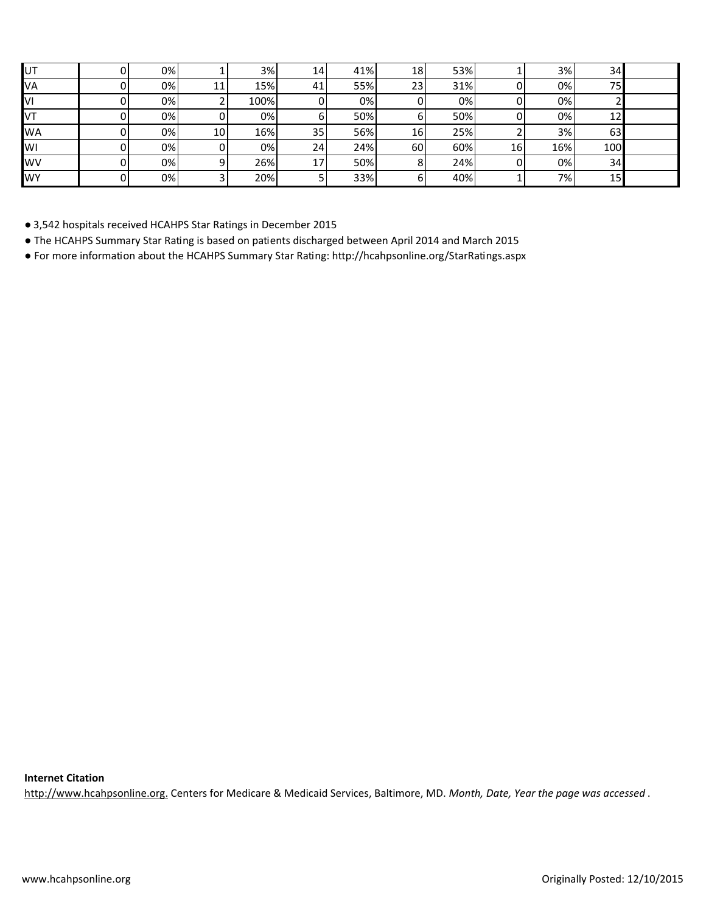| | | | | | | | | | | | | |
|---|---|---|---|---|---|---|---|---|---|---|---|---|
| UT | 0 | 0% | 1 | 3% | 14 | 41% | 18 | 53% | 1 | 3% | 34 | |
| VA | 0 | 0% | 11 | 15% | 41 | 55% | 23 | 31% | 0 | 0% | 75 | |
| VI | 0 | 0% | 2 | 100% | 0 | 0% | 0 | 0% | 0 | 0% | 2 | |
| VT | 0 | 0% | 0 | 0% | 6 | 50% | 6 | 50% | 0 | 0% | 12 | |
| WA | 0 | 0% | 10 | 16% | 35 | 56% | 16 | 25% | 2 | 3% | 63 | |
| WI | 0 | 0% | 0 | 0% | 24 | 24% | 60 | 60% | 16 | 16% | 100 | |
| WV | 0 | 0% | 9 | 26% | 17 | 50% | 8 | 24% | 0 | 0% | 34 | |
| WY | 0 | 0% | 3 | 20% | 5 | 33% | 6 | 40% | 1 | 7% | 15 | |

- 3,542 hospitals received HCAHPS Star Ratings in December 2015
- The HCAHPS Summary Star Rating is based on patients discharged between April 2014 and March 2015
- For more information about the HCAHPS Summary Star Rating: http://hcahpsonline.org/StarRatings.aspx

**Internet Citation**

http://www.hcahpsonline.org. Centers for Medicare & Medicaid Services, Baltimore, MD. *Month, Date, Year the page was accessed* .

www.hcahpsonline.org

Originally Posted: 12/10/2015